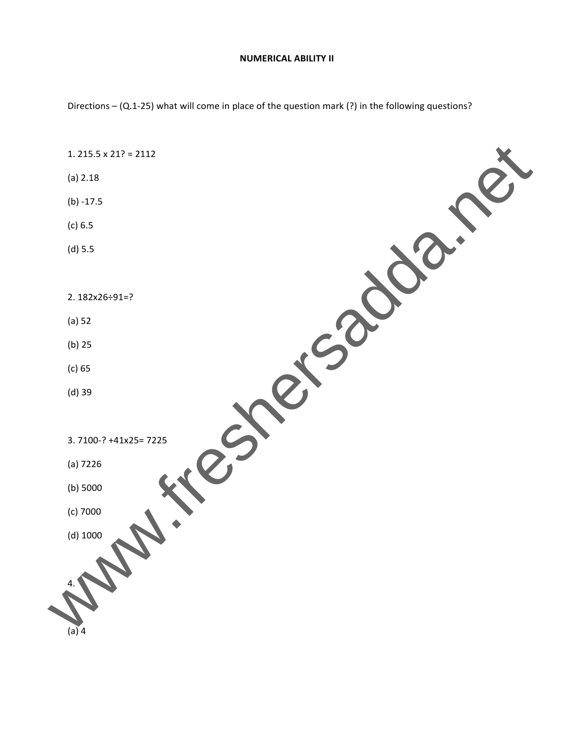**NUMERICAL ABILITY II**

Directions – (Q.1-25) what will come in place of the question mark (?) in the following questions?

1. 215.5 x 21? = 2112

(a) 2.18

(b) -17.5

(c) 6.5

(d) 5.5

2. 182x26÷91=?

(a) 52

(b) 25

(c) 65

(d) 39

3. 7100-? +41x25= 7225

(a) 7226

(b) 5000

(c) 7000

(d) 1000

4.

(a) 4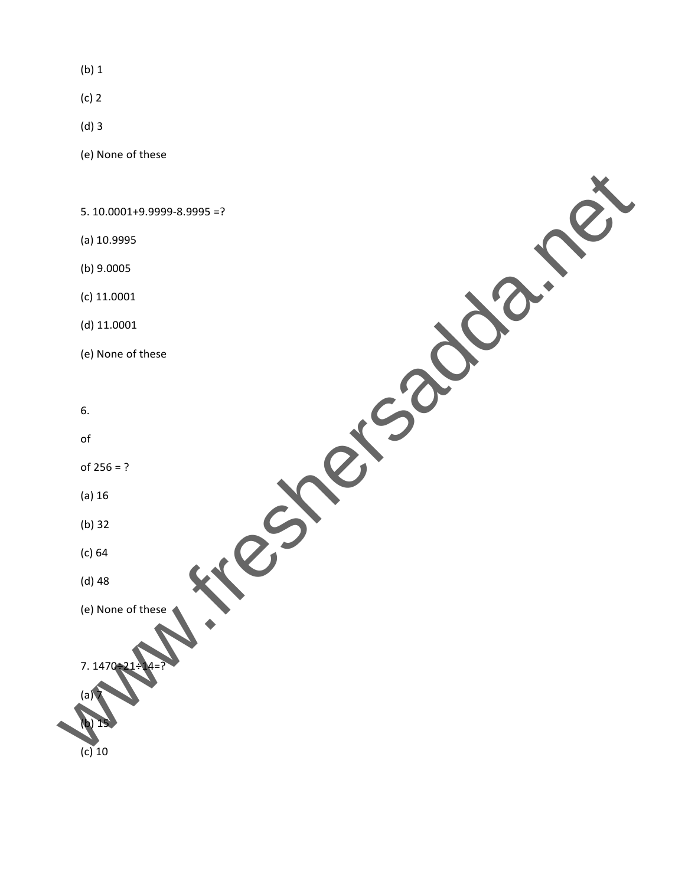(b) 1

(c) 2

(d) 3

(e) None of these

5. 10.0001+9.9999-8.9995 =?

(a) 10.9995

(b) 9.0005

(c) 11.0001

(d) 11.0001

(e) None of these

6.

of

of 256 = ?

(a) 16

(b) 32

(c) 64

(d) 48

(e) None of these

7. 1470÷21÷14=?

(a) 7

(b) 15

(c) 10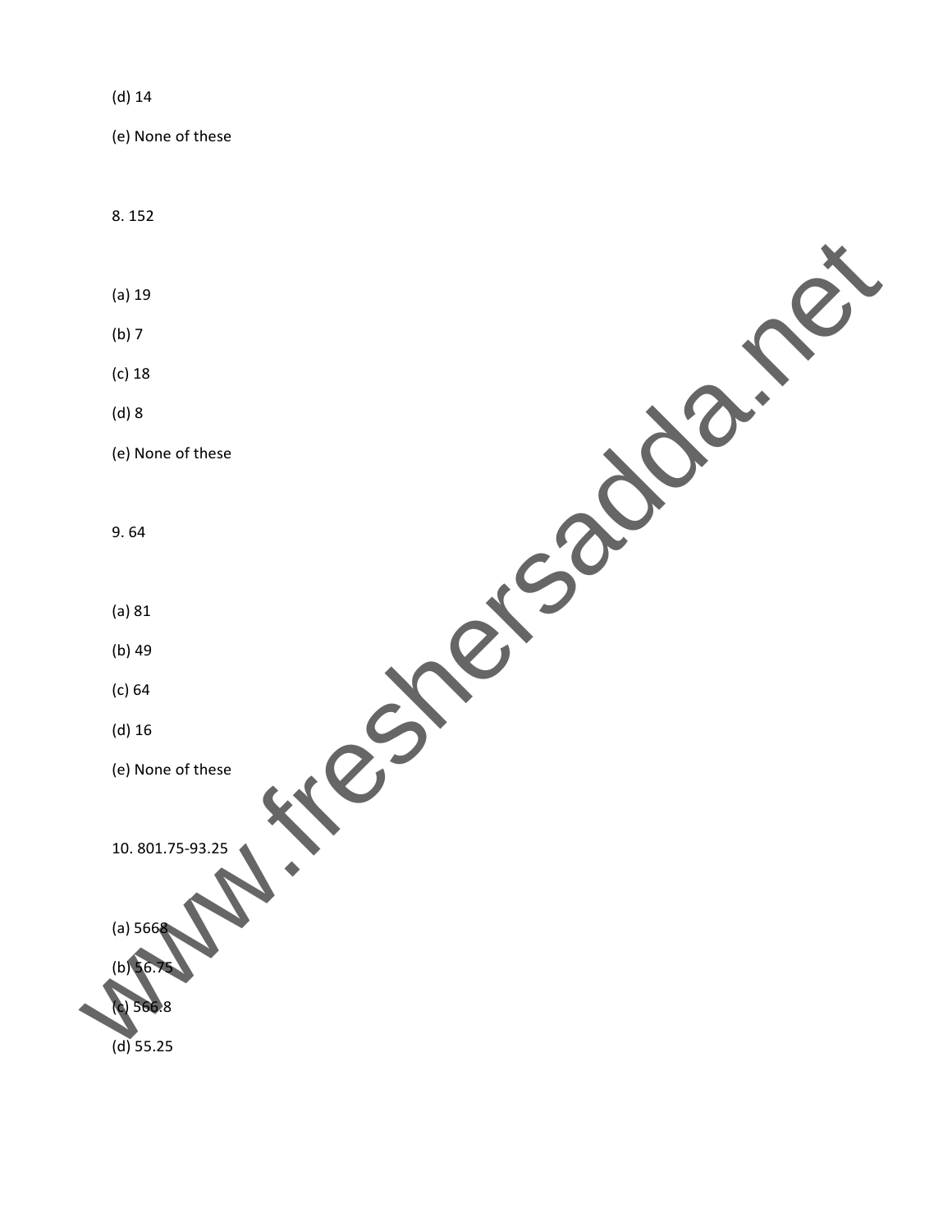(d) 14

(e) None of these

8. 152

(a) 19

(b) 7

(c) 18

(d) 8

(e) None of these

9. 64

(a) 81

(b) 49

(c) 64

(d) 16

(e) None of these

10. 801.75-93.25

(a) 5668

(b) 56.75

(c) 566.8

(d) 55.25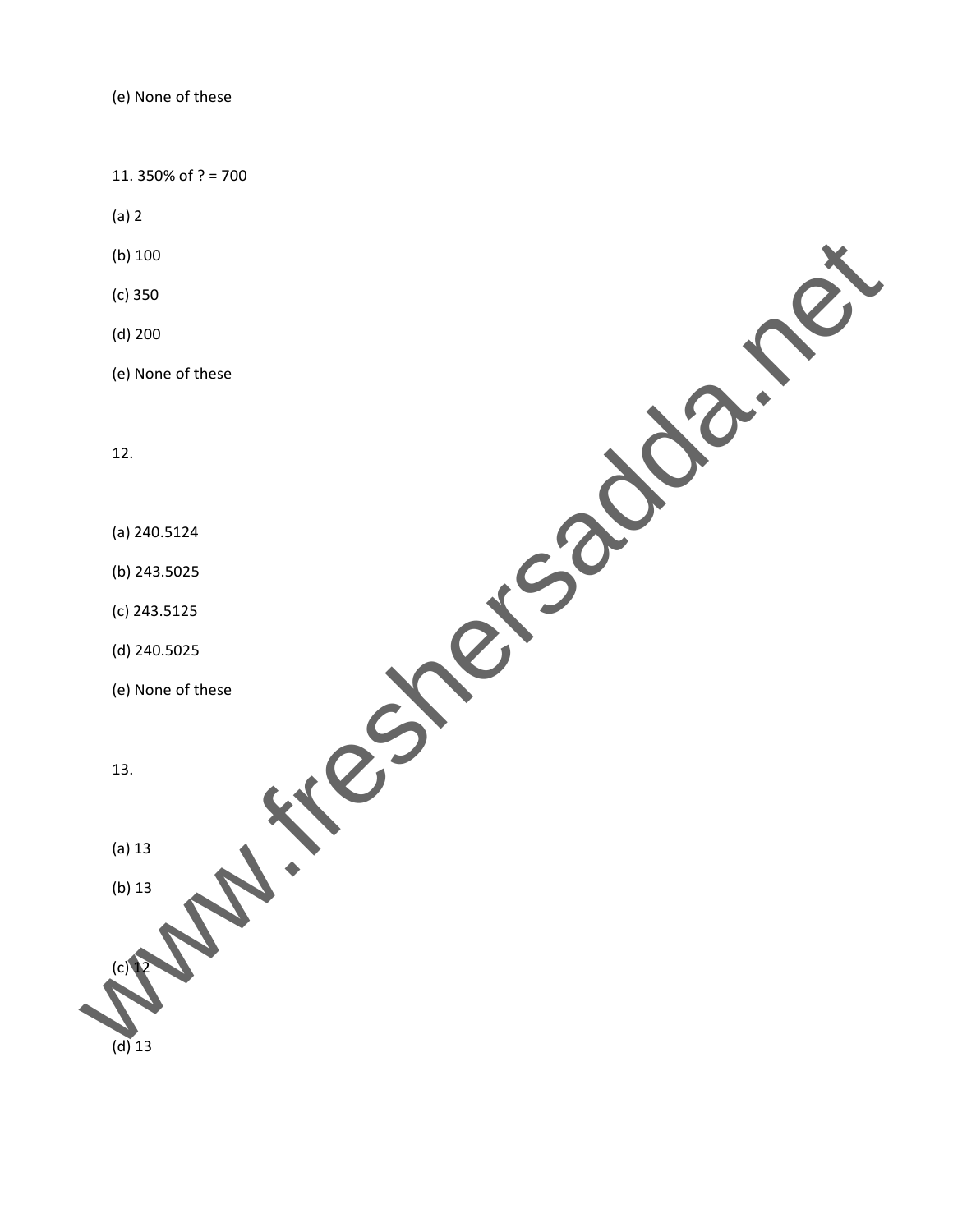(e) None of these

11. 350% of ? = 700

(a) 2

(b) 100

(c) 350

(d) 200

(e) None of these

12.

(a) 240.5124

(b) 243.5025

(c) 243.5125

(d) 240.5025

(e) None of these

13.

(a) 13

(b) 13

(c) 12

(d) 13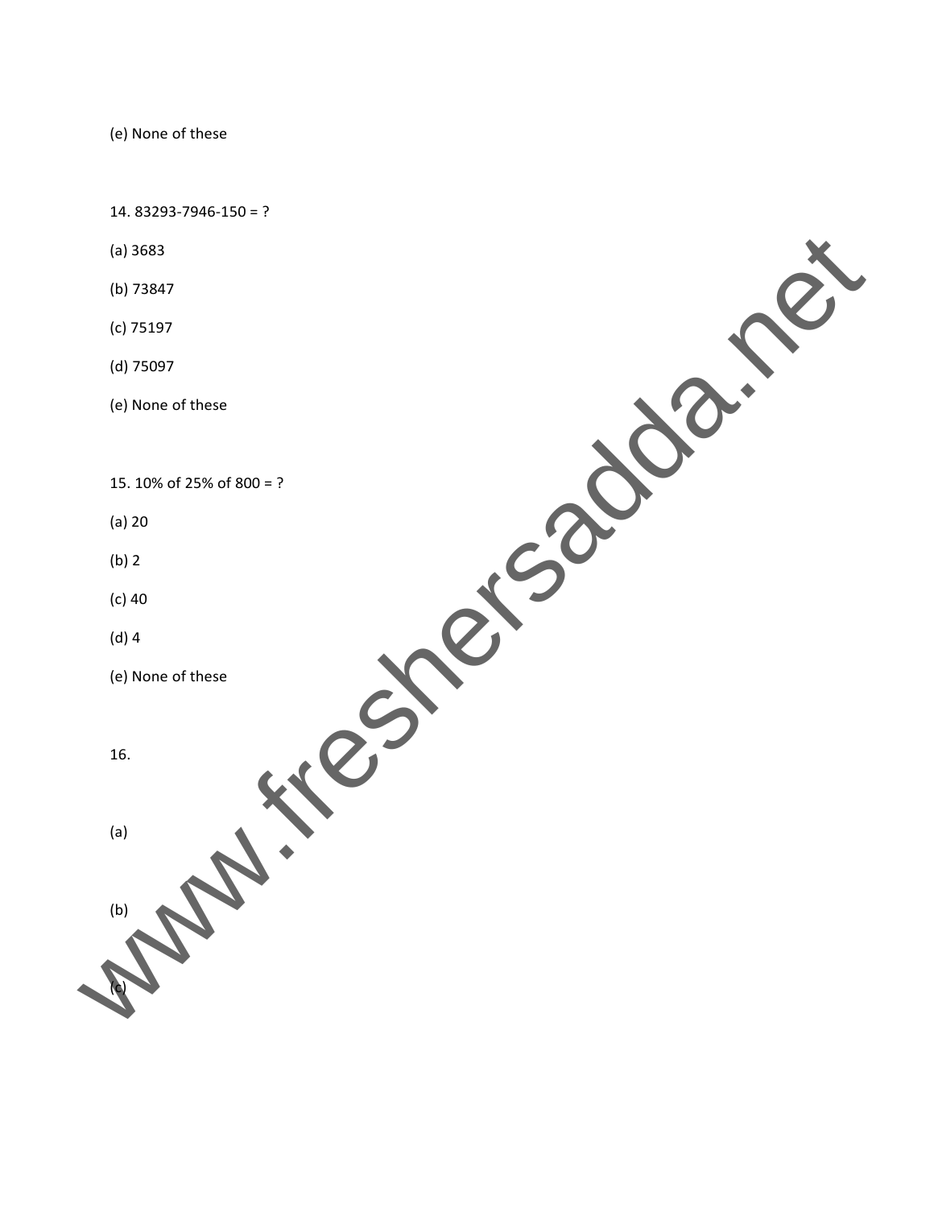(e) None of these

14. 83293-7946-150 = ?

(a) 3683

(b) 73847

(c) 75197

(d) 75097

(e) None of these

15. 10% of 25% of 800 = ?

(a) 20

(b) 2

(c) 40

(d) 4

(e) None of these

16.

(a)

(b)

(c)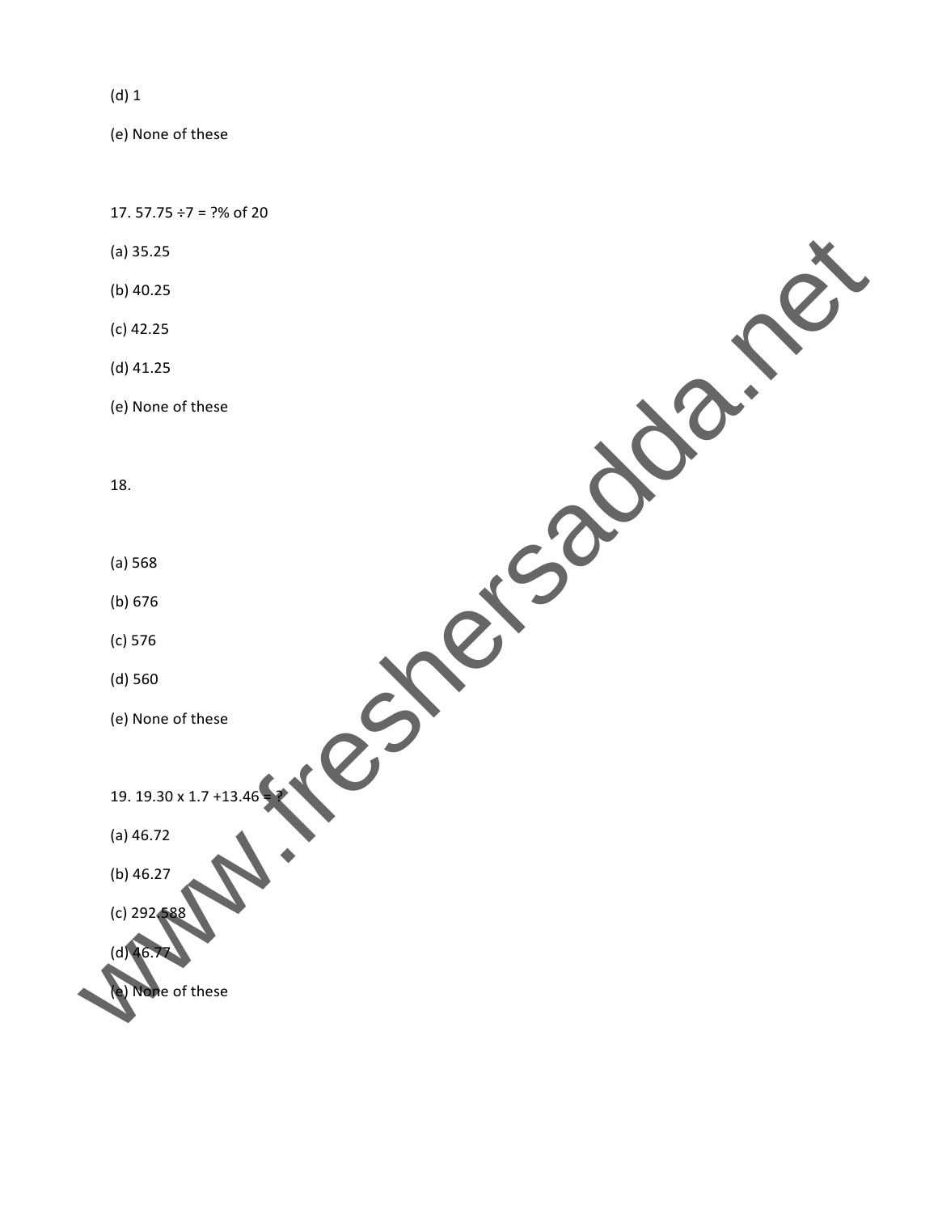(d) 1

(e) None of these

17. 57.75 ÷7 = ?% of 20

(a) 35.25

(b) 40.25

(c) 42.25

(d) 41.25

(e) None of these

18.

(a) 568

(b) 676

(c) 576

(d) 560

(e) None of these

19. 19.30 x 1.7 +13.46 = ?

(a) 46.72

(b) 46.27

(c) 292.588

(d) 46.77

(e) None of these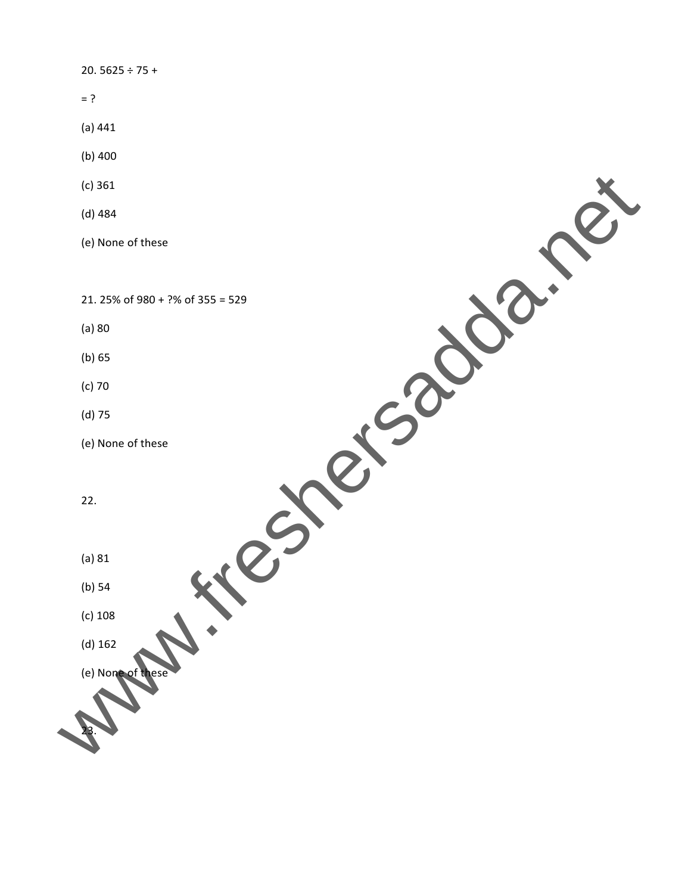20. $5625 \div 75 +$

$= ?$

(a) 441

(b) 400

(c) 361

(d) 484

(e) None of these

21. 25% of 980 + ?% of 355 = 529

(a) 80

(b) 65

(c) 70

(d) 75

(e) None of these

22.

(a) 81

(b) 54

(c) 108

(d) 162

(e) None of these

23.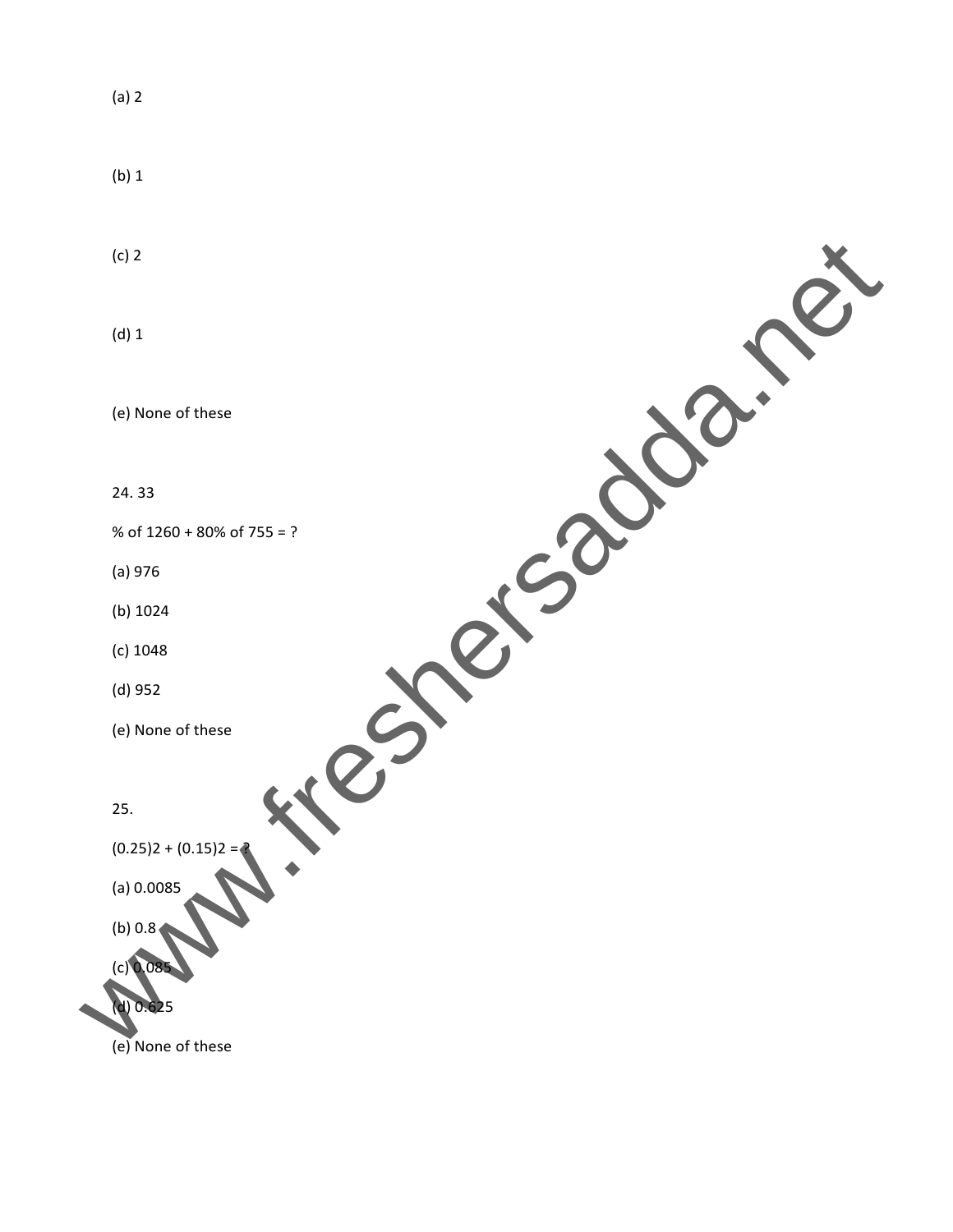(a) 2

(b) 1

(c) 2

(d) 1

(e) None of these

24. 33

% of 1260 + 80% of 755 = ?

(a) 976

(b) 1024

(c) 1048

(d) 952

(e) None of these

25.

$(0.25)2 + (0.15)2 = ?$

(a) 0.0085

(b) 0.8

(c) 0.085

(d) 0.625

(e) None of these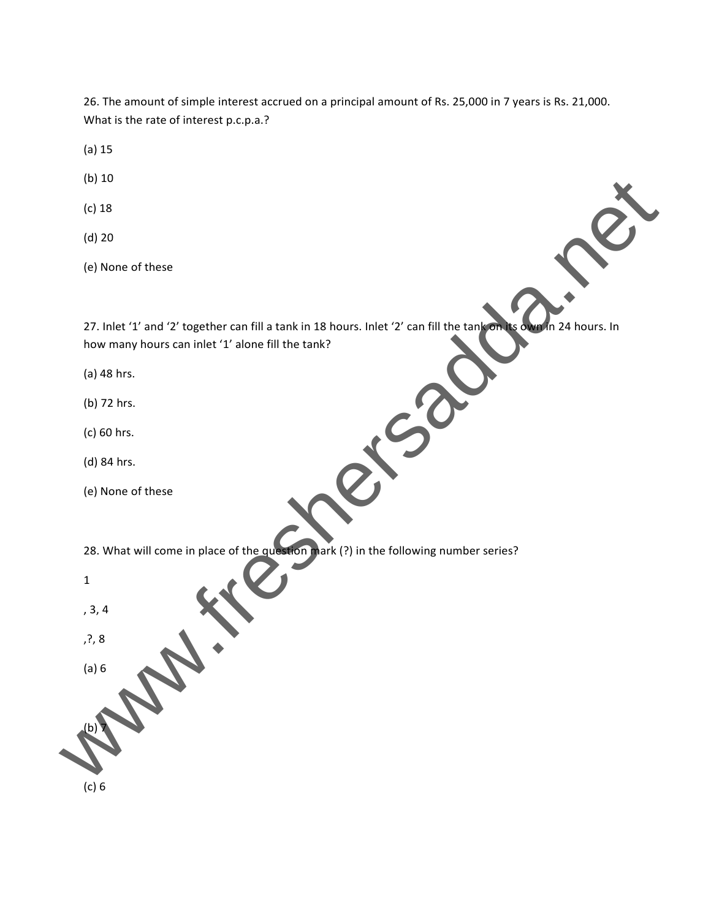26. The amount of simple interest accrued on a principal amount of Rs. 25,000 in 7 years is Rs. 21,000. What is the rate of interest p.c.p.a.?

(a) 15

(b) 10

(c) 18

(d) 20

(e) None of these

27. Inlet '1' and '2' together can fill a tank in 18 hours. Inlet '2' can fill the tank on its own in 24 hours. In how many hours can inlet '1' alone fill the tank?

(a) 48 hrs.

(b) 72 hrs.

(c) 60 hrs.

(d) 84 hrs.

(e) None of these

28. What will come in place of the question mark (?) in the following number series?

1

, 3, 4

,?, 8

(a) 6

(b) 7

(c) 6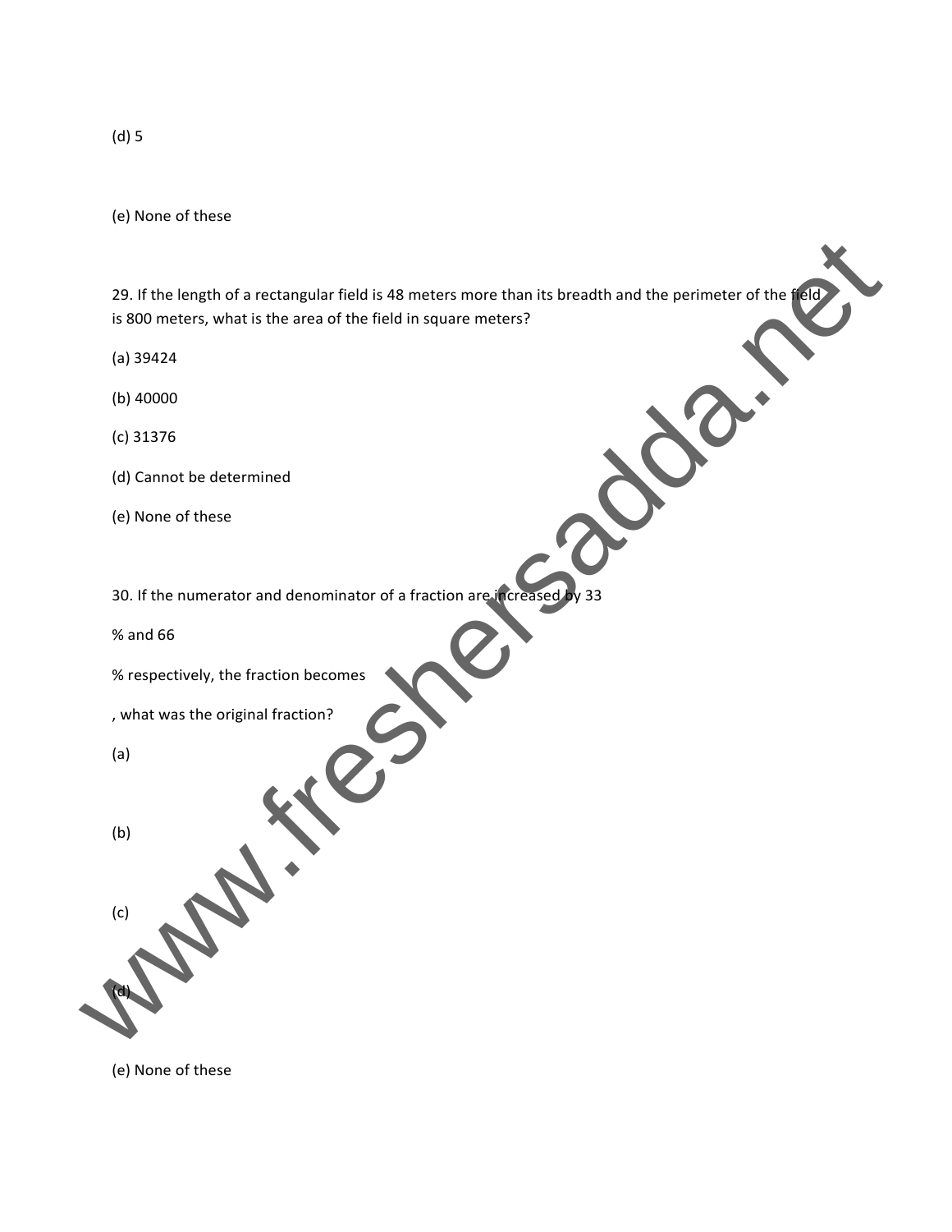(d) 5

(e) None of these

29. If the length of a rectangular field is 48 meters more than its breadth and the perimeter of the field is 800 meters, what is the area of the field in square meters?

(a) 39424

(b) 40000

(c) 31376

(d) Cannot be determined

(e) None of these

30. If the numerator and denominator of a fraction are increased by 33

% and 66

% respectively, the fraction becomes

, what was the original fraction?

(a)

(b)

(c)

(d)

(e) None of these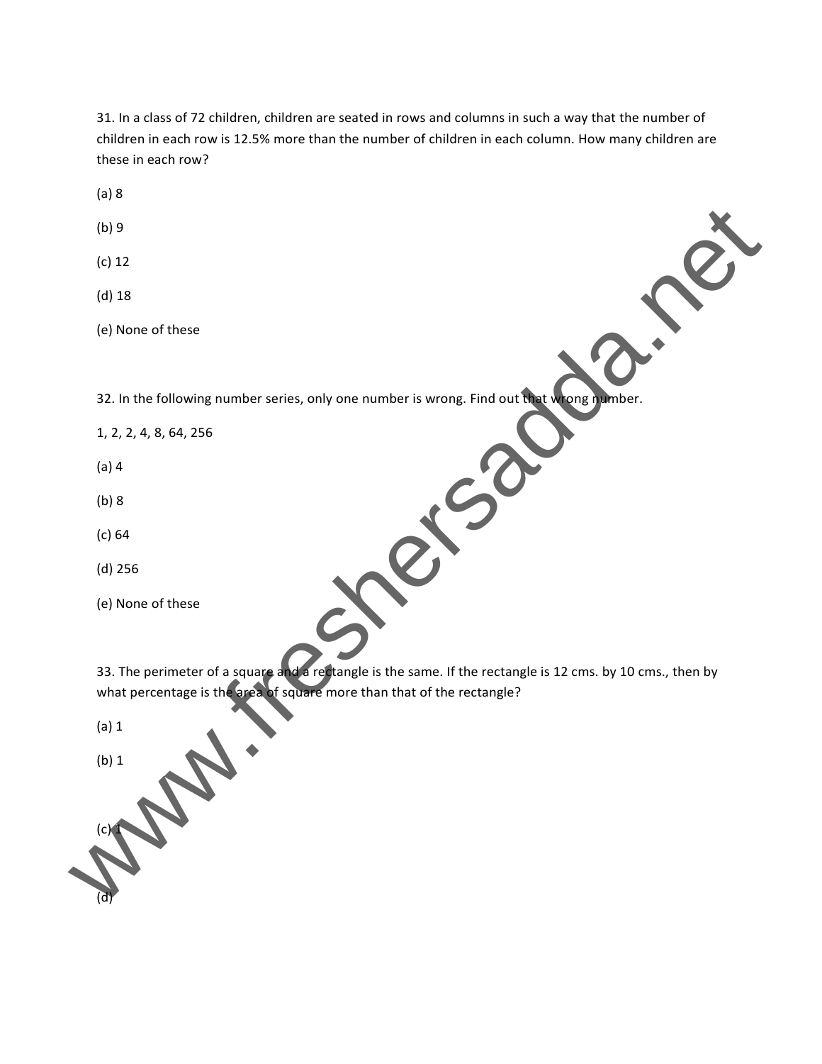31. In a class of 72 children, children are seated in rows and columns in such a way that the number of children in each row is 12.5% more than the number of children in each column. How many children are these in each row?

(a) 8

(b) 9

(c) 12

(d) 18

(e) None of these

32. In the following number series, only one number is wrong. Find out that wrong number.

1, 2, 2, 4, 8, 64, 256

(a) 4

(b) 8

(c) 64

(d) 256

(e) None of these

33. The perimeter of a square and a rectangle is the same. If the rectangle is 12 cms. by 10 cms., then by what percentage is the area of square more than that of the rectangle?

(a) 1

(b) 1

(c) 1

(d)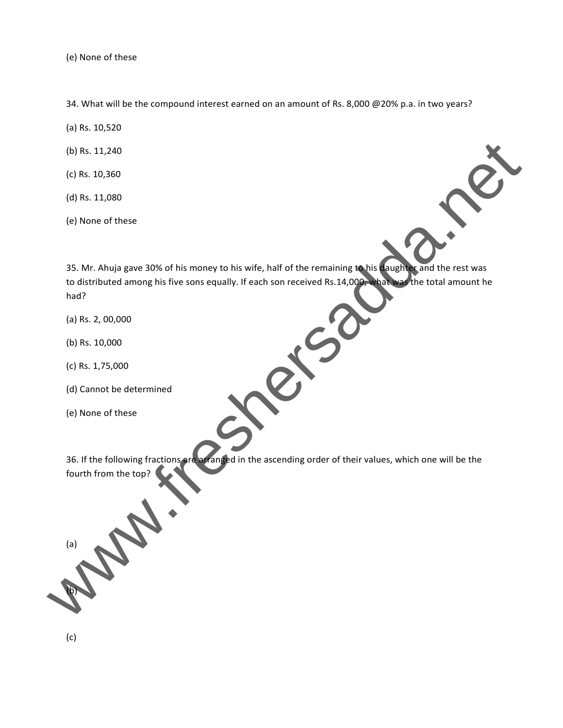(e) None of these

34. What will be the compound interest earned on an amount of Rs. 8,000 @20% p.a. in two years?

(a) Rs. 10,520

(b) Rs. 11,240

(c) Rs. 10,360

(d) Rs. 11,080

(e) None of these

35. Mr. Ahuja gave 30% of his money to his wife, half of the remaining to his daughter and the rest was to distributed among his five sons equally. If each son received Rs.14,000, what was the total amount he had?

(a) Rs. 2, 00,000

(b) Rs. 10,000

(c) Rs. 1,75,000

(d) Cannot be determined

(e) None of these

36. If the following fractions are arranged in the ascending order of their values, which one will be the fourth from the top?

(a)

(b)

(c)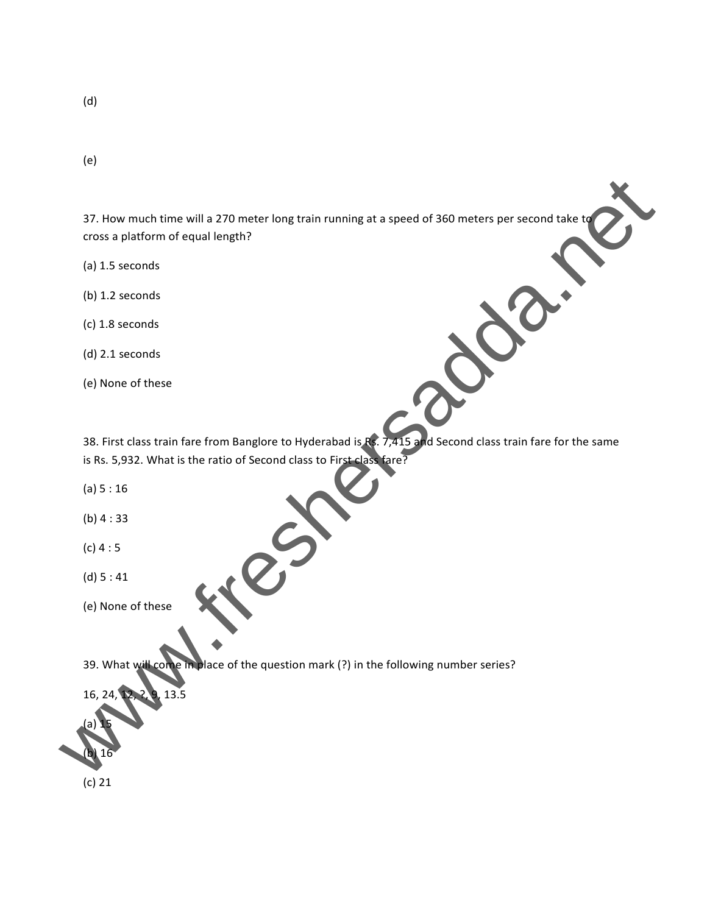(d)

(e)

37. How much time will a 270 meter long train running at a speed of 360 meters per second take to cross a platform of equal length?

(a) 1.5 seconds

(b) 1.2 seconds

(c) 1.8 seconds

(d) 2.1 seconds

(e) None of these

38. First class train fare from Banglore to Hyderabad is Rs. 7,415 and Second class train fare for the same is Rs. 5,932. What is the ratio of Second class to First class fare?

(a) 5 : 16

(b) 4 : 33

(c) 4 : 5

(d) 5 : 41

(e) None of these

39. What will come in place of the question mark (?) in the following number series?

16, 24, 12, ?, 9, 13.5

(a) 15

(b) 16

(c) 21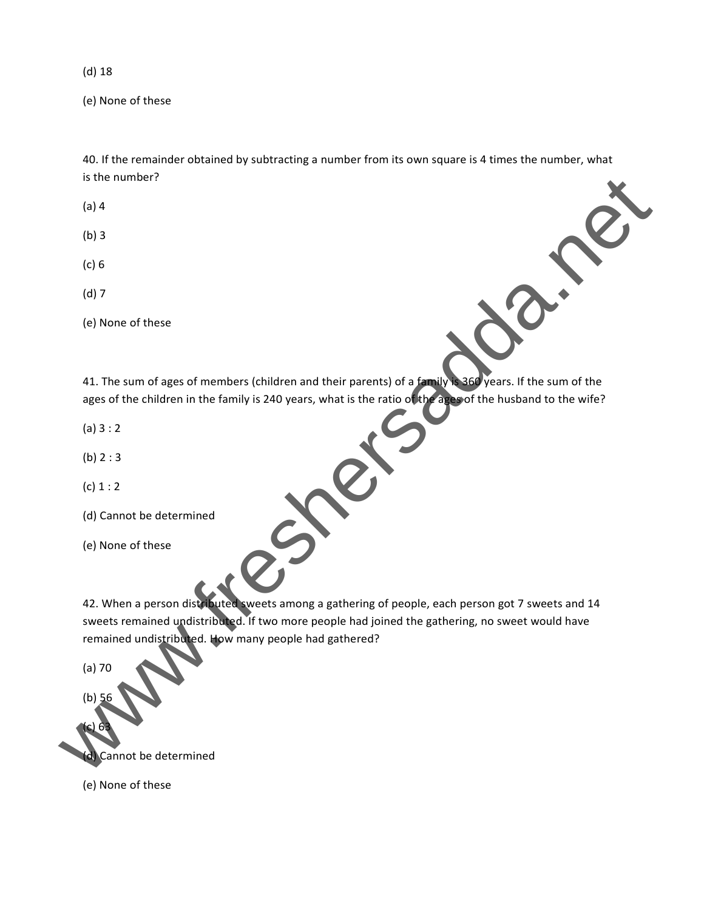(d) 18

(e) None of these

40. If the remainder obtained by subtracting a number from its own square is 4 times the number, what is the number?

(a) 4

(b) 3

(c) 6

(d) 7

(e) None of these

41. The sum of ages of members (children and their parents) of a family is 360 years. If the sum of the ages of the children in the family is 240 years, what is the ratio of the ages of the husband to the wife?

(a) 3 : 2

(b) 2 : 3

(c) 1 : 2

(d) Cannot be determined

(e) None of these

42. When a person distributed sweets among a gathering of people, each person got 7 sweets and 14 sweets remained undistributed. If two more people had joined the gathering, no sweet would have remained undistributed. How many people had gathered?

(a) 70

(b) 56

(c) 63

(d) Cannot be determined

(e) None of these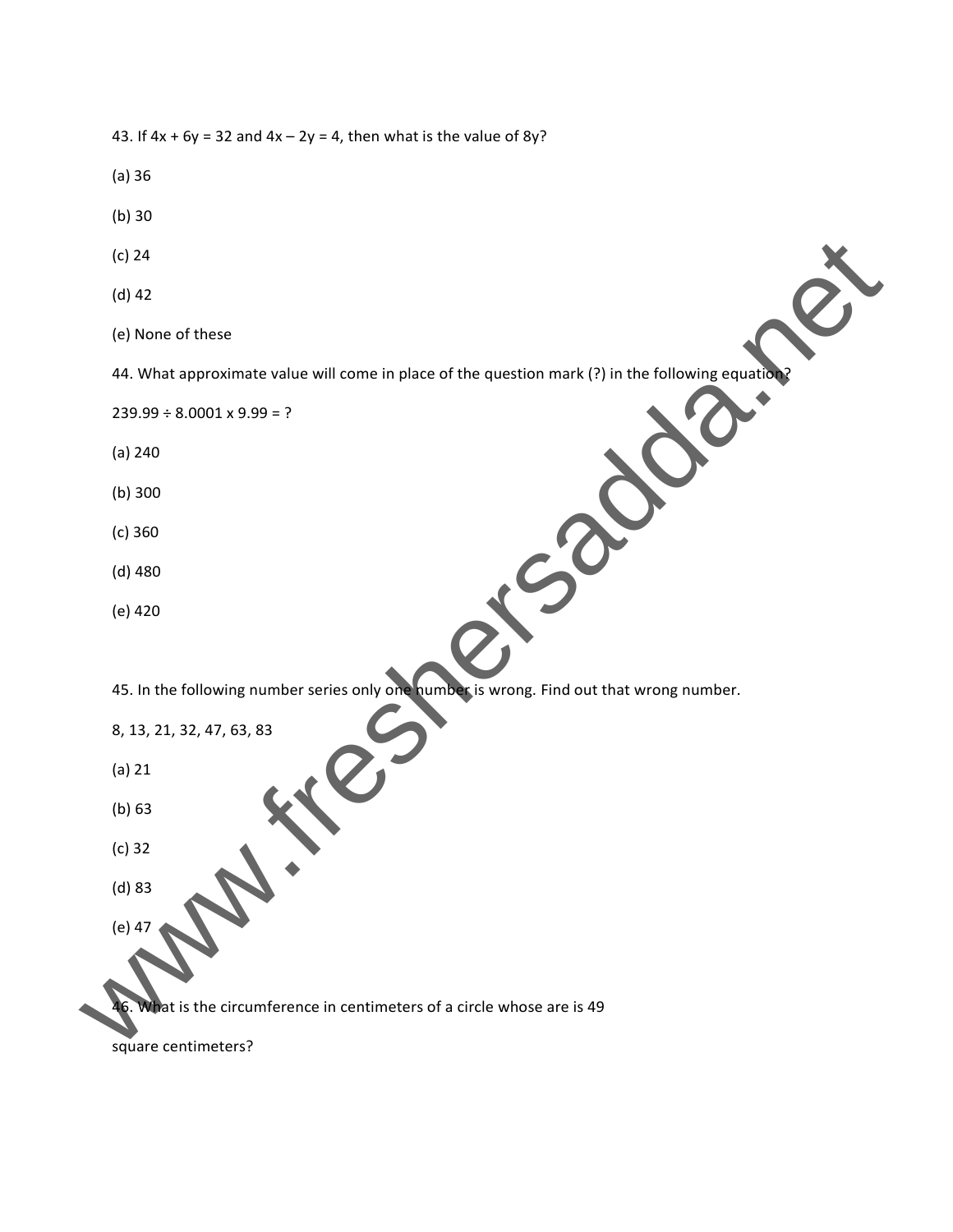43. If $4x + 6y = 32$ and $4x – 2y = 4$, then what is the value of $8y$?

(a) 36

(b) 30

(c) 24

(d) 42

(e) None of these

44. What approximate value will come in place of the question mark (?) in the following equation?

239.99 ÷ 8.0001 x 9.99 = ?

(a) 240

(b) 300

(c) 360

(d) 480

(e) 420

45. In the following number series only one number is wrong. Find out that wrong number.

8, 13, 21, 32, 47, 63, 83

(a) 21

(b) 63

(c) 32

(d) 83

(e) 47

46. What is the circumference in centimeters of a circle whose are is 49

square centimeters?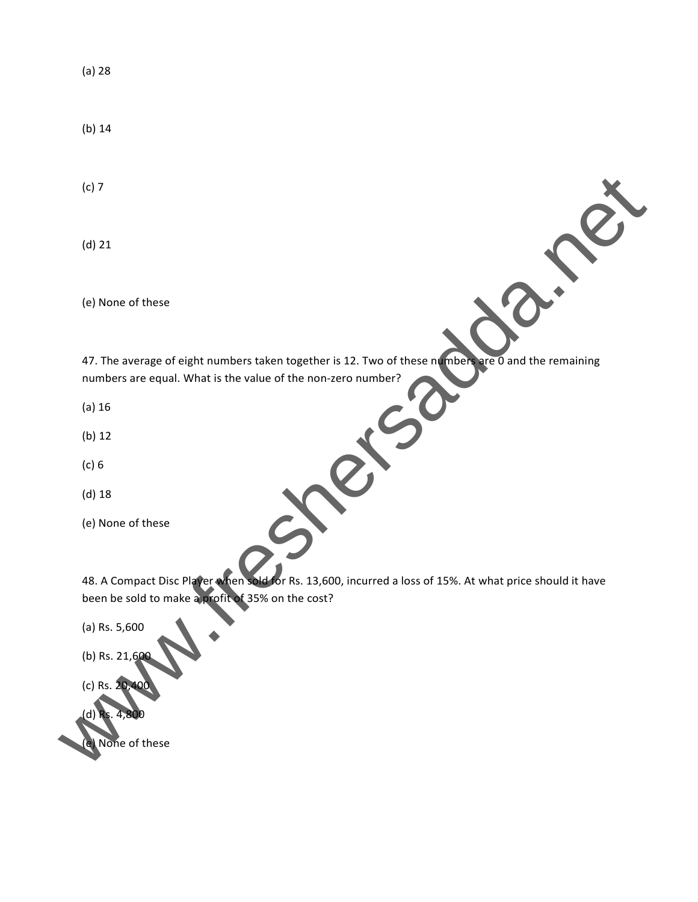(a) 28

(b) 14

(c) 7

(d) 21

(e) None of these

47. The average of eight numbers taken together is 12. Two of these numbers are 0 and the remaining numbers are equal. What is the value of the non-zero number?

(a) 16

(b) 12

(c) 6

(d) 18

(e) None of these

48. A Compact Disc Player when sold for Rs. 13,600, incurred a loss of 15%. At what price should it have been be sold to make a profit of 35% on the cost?

(a) Rs. 5,600

(b) Rs. 21,600

(c) Rs. 20,400

(d) Rs. 4,800

(e) None of these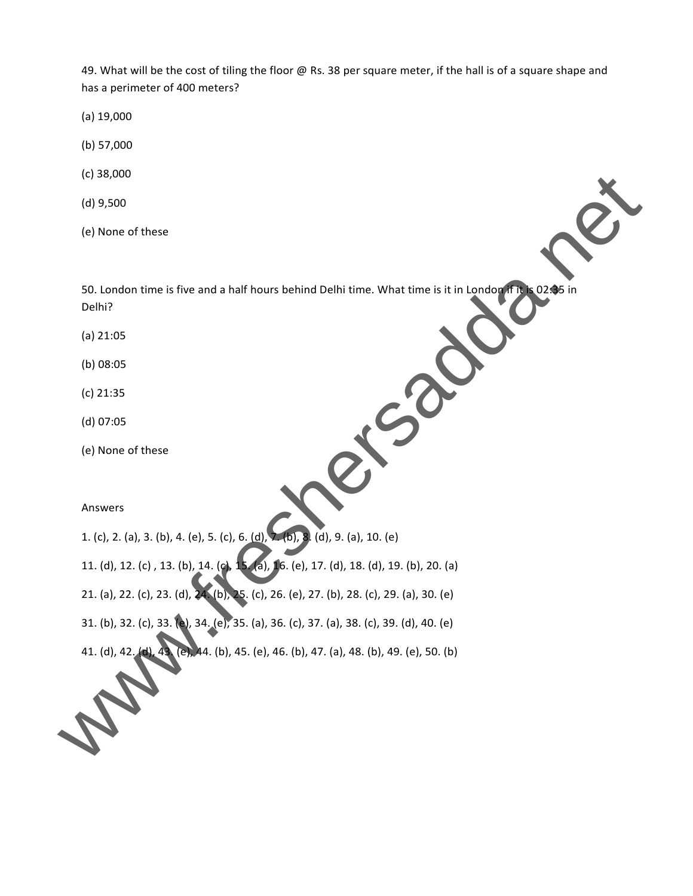49. What will be the cost of tiling the floor @ Rs. 38 per square meter, if the hall is of a square shape and has a perimeter of 400 meters?

(a) 19,000

(b) 57,000

(c) 38,000

(d) 9,500

(e) None of these

50. London time is five and a half hours behind Delhi time. What time is it in London if it is 02:35 in Delhi?

(a) 21:05

(b) 08:05

(c) 21:35

(d) 07:05

(e) None of these

Answers

1. (c), 2. (a), 3. (b), 4. (e), 5. (c), 6. (d), 7. (b), 8. (d), 9. (a), 10. (e)

11. (d), 12. (c) , 13. (b), 14. (c), 15. (a), 16. (e), 17. (d), 18. (d), 19. (b), 20. (a)

21. (a), 22. (c), 23. (d), 24. (b), 25. (c), 26. (e), 27. (b), 28. (c), 29. (a), 30. (e)

31. (b), 32. (c), 33. (e), 34. (e), 35. (a), 36. (c), 37. (a), 38. (c), 39. (d), 40. (e)

41. (d), 42. (d), 43. (e), 44. (b), 45. (e), 46. (b), 47. (a), 48. (b), 49. (e), 50. (b)